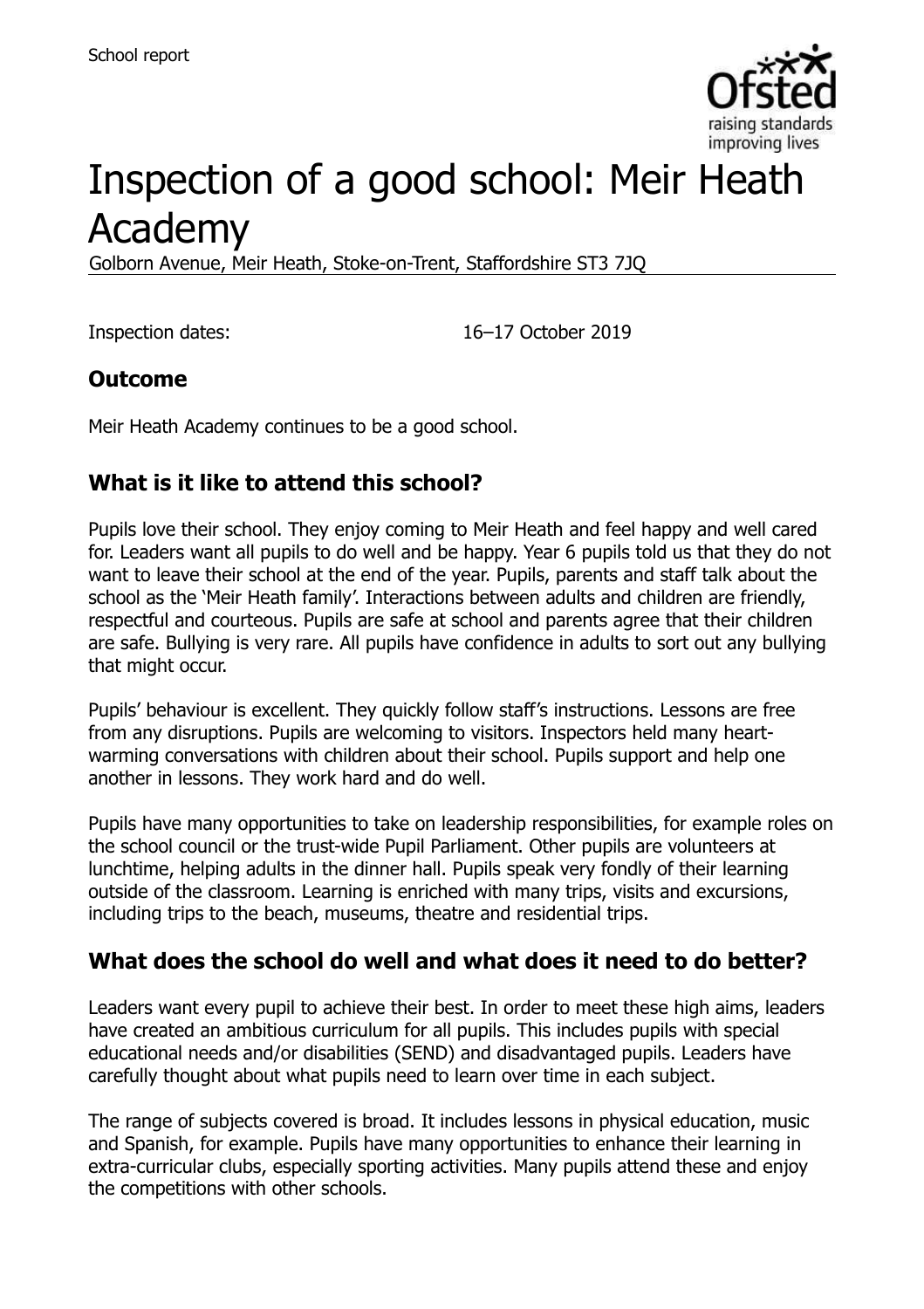School report

# Inspection of a good school: Meir Heath Academy

Golborn Avenue, Meir Heath, Stoke-on-Trent, Staffordshire ST3 7JQ

Inspection dates: 16–17 October 2019

## Outcome

Meir Heath Academy continues to be a good school.

## What is it like to attend this school?

Pupils love their school. They enjoy coming to Meir Heath and feel happy and well cared for. Leaders want all pupils to do well and be happy. Year 6 pupils told us that they do not want to leave their school at the end of the year. Pupils, parents and staff talk about the school as the 'Meir Heath family'. Interactions between adults and children are friendly, respectful and courteous. Pupils are safe at school and parents agree that their children are safe. Bullying is very rare. All pupils have confidence in adults to sort out any bullying that might occur.

Pupils' behaviour is excellent. They quickly follow staff's instructions. Lessons are free from any disruptions. Pupils are welcoming to visitors. Inspectors held many heart-warming conversations with children about their school. Pupils support and help one another in lessons. They work hard and do well.

Pupils have many opportunities to take on leadership responsibilities, for example roles on the school council or the trust-wide Pupil Parliament. Other pupils are volunteers at lunchtime, helping adults in the dinner hall. Pupils speak very fondly of their learning outside of the classroom. Learning is enriched with many trips, visits and excursions, including trips to the beach, museums, theatre and residential trips.

## What does the school do well and what does it need to do better?

Leaders want every pupil to achieve their best. In order to meet these high aims, leaders have created an ambitious curriculum for all pupils. This includes pupils with special educational needs and/or disabilities (SEND) and disadvantaged pupils. Leaders have carefully thought about what pupils need to learn over time in each subject.

The range of subjects covered is broad. It includes lessons in physical education, music and Spanish, for example. Pupils have many opportunities to enhance their learning in extra-curricular clubs, especially sporting activities. Many pupils attend these and enjoy the competitions with other schools.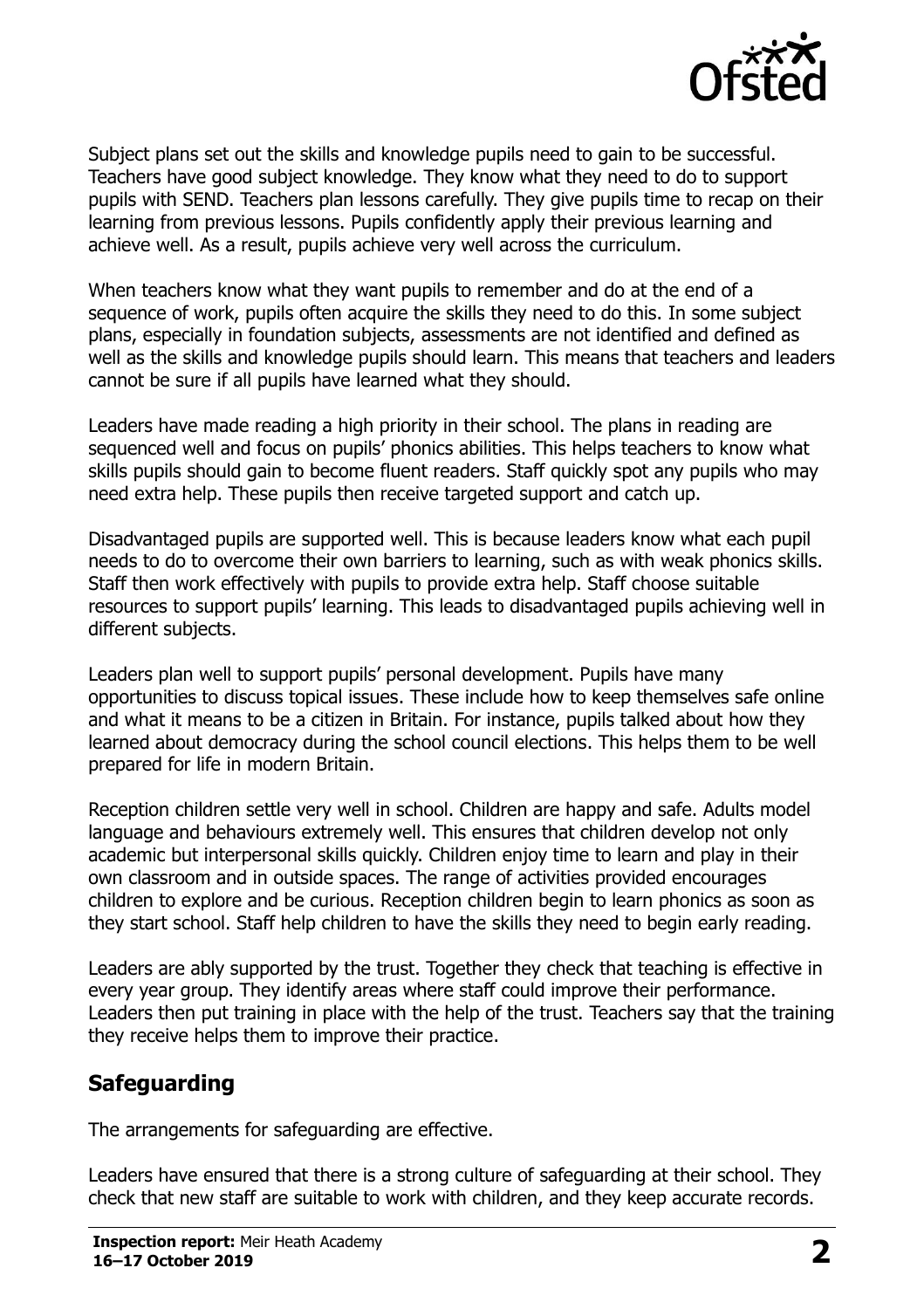Subject plans set out the skills and knowledge pupils need to gain to be successful. Teachers have good subject knowledge. They know what they need to do to support pupils with SEND. Teachers plan lessons carefully. They give pupils time to recap on their learning from previous lessons. Pupils confidently apply their previous learning and achieve well. As a result, pupils achieve very well across the curriculum.

When teachers know what they want pupils to remember and do at the end of a sequence of work, pupils often acquire the skills they need to do this. In some subject plans, especially in foundation subjects, assessments are not identified and defined as well as the skills and knowledge pupils should learn. This means that teachers and leaders cannot be sure if all pupils have learned what they should.

Leaders have made reading a high priority in their school. The plans in reading are sequenced well and focus on pupils' phonics abilities. This helps teachers to know what skills pupils should gain to become fluent readers. Staff quickly spot any pupils who may need extra help. These pupils then receive targeted support and catch up.

Disadvantaged pupils are supported well. This is because leaders know what each pupil needs to do to overcome their own barriers to learning, such as with weak phonics skills. Staff then work effectively with pupils to provide extra help. Staff choose suitable resources to support pupils' learning. This leads to disadvantaged pupils achieving well in different subjects.

Leaders plan well to support pupils' personal development. Pupils have many opportunities to discuss topical issues. These include how to keep themselves safe online and what it means to be a citizen in Britain. For instance, pupils talked about how they learned about democracy during the school council elections. This helps them to be well prepared for life in modern Britain.

Reception children settle very well in school. Children are happy and safe. Adults model language and behaviours extremely well. This ensures that children develop not only academic but interpersonal skills quickly. Children enjoy time to learn and play in their own classroom and in outside spaces. The range of activities provided encourages children to explore and be curious. Reception children begin to learn phonics as soon as they start school. Staff help children to have the skills they need to begin early reading.

Leaders are ably supported by the trust. Together they check that teaching is effective in every year group. They identify areas where staff could improve their performance. Leaders then put training in place with the help of the trust. Teachers say that the training they receive helps them to improve their practice.

## Safeguarding

The arrangements for safeguarding are effective.

Leaders have ensured that there is a strong culture of safeguarding at their school. They check that new staff are suitable to work with children, and they keep accurate records.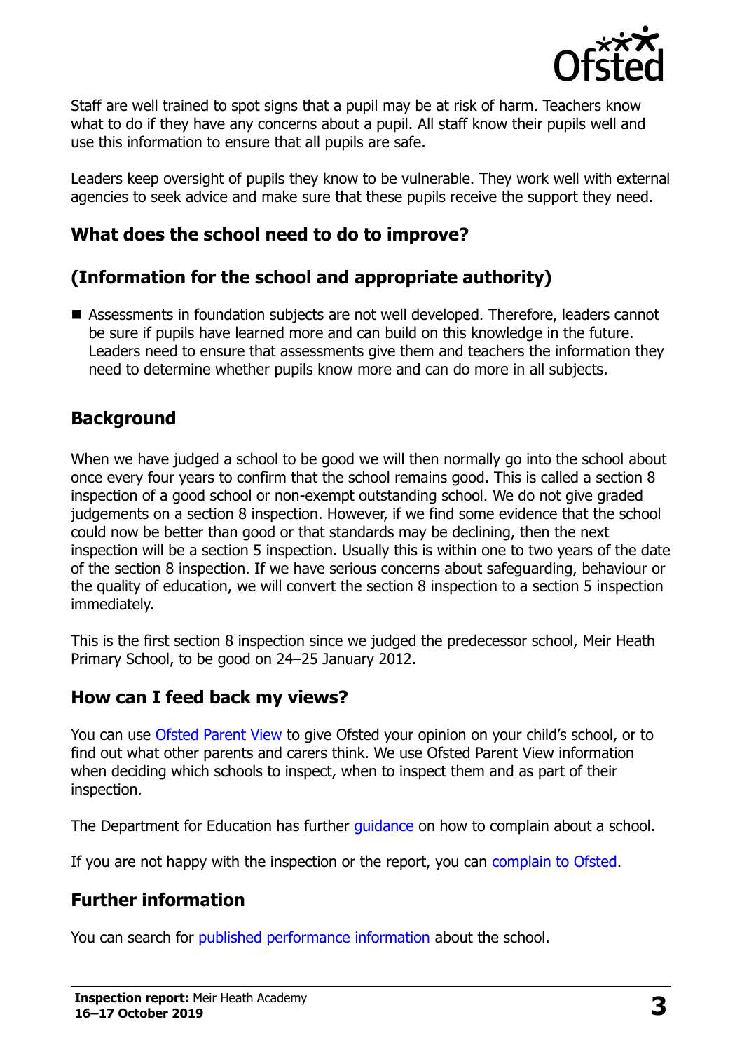Staff are well trained to spot signs that a pupil may be at risk of harm. Teachers know what to do if they have any concerns about a pupil. All staff know their pupils well and use this information to ensure that all pupils are safe.

Leaders keep oversight of pupils they know to be vulnerable. They work well with external agencies to seek advice and make sure that these pupils receive the support they need.

## What does the school need to do to improve?

## (Information for the school and appropriate authority)

- Assessments in foundation subjects are not well developed. Therefore, leaders cannot be sure if pupils have learned more and can build on this knowledge in the future. Leaders need to ensure that assessments give them and teachers the information they need to determine whether pupils know more and can do more in all subjects.

## Background

When we have judged a school to be good we will then normally go into the school about once every four years to confirm that the school remains good. This is called a section 8 inspection of a good school or non-exempt outstanding school. We do not give graded judgements on a section 8 inspection. However, if we find some evidence that the school could now be better than good or that standards may be declining, then the next inspection will be a section 5 inspection. Usually this is within one to two years of the date of the section 8 inspection. If we have serious concerns about safeguarding, behaviour or the quality of education, we will convert the section 8 inspection to a section 5 inspection immediately.

This is the first section 8 inspection since we judged the predecessor school, Meir Heath Primary School, to be good on 24–25 January 2012.

## How can I feed back my views?

You can use Ofsted Parent View to give Ofsted your opinion on your child's school, or to find out what other parents and carers think. We use Ofsted Parent View information when deciding which schools to inspect, when to inspect them and as part of their inspection.

The Department for Education has further guidance on how to complain about a school.

If you are not happy with the inspection or the report, you can complain to Ofsted.

## Further information

You can search for published performance information about the school.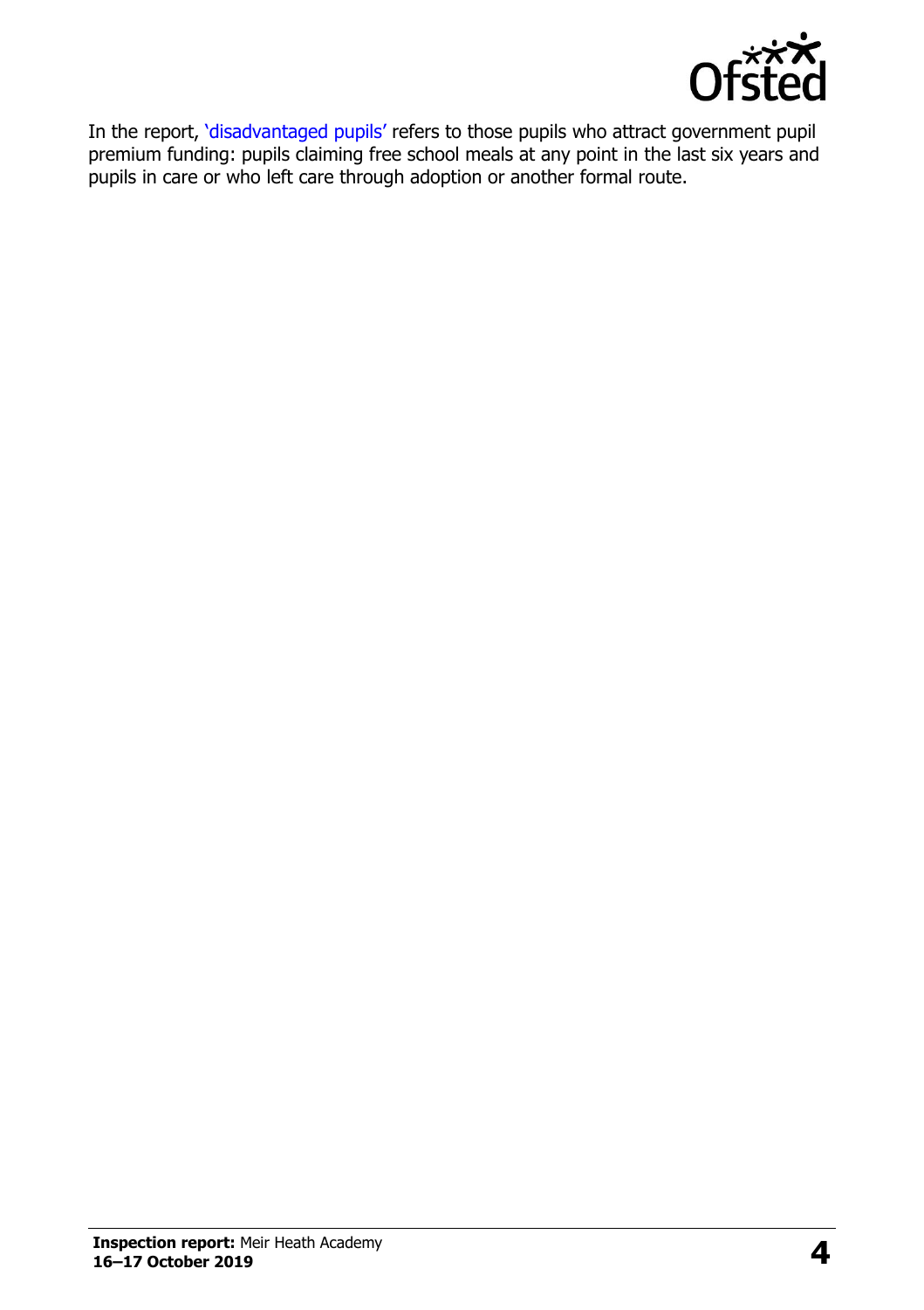In the report, 'disadvantaged pupils' refers to those pupils who attract government pupil premium funding: pupils claiming free school meals at any point in the last six years and pupils in care or who left care through adoption or another formal route.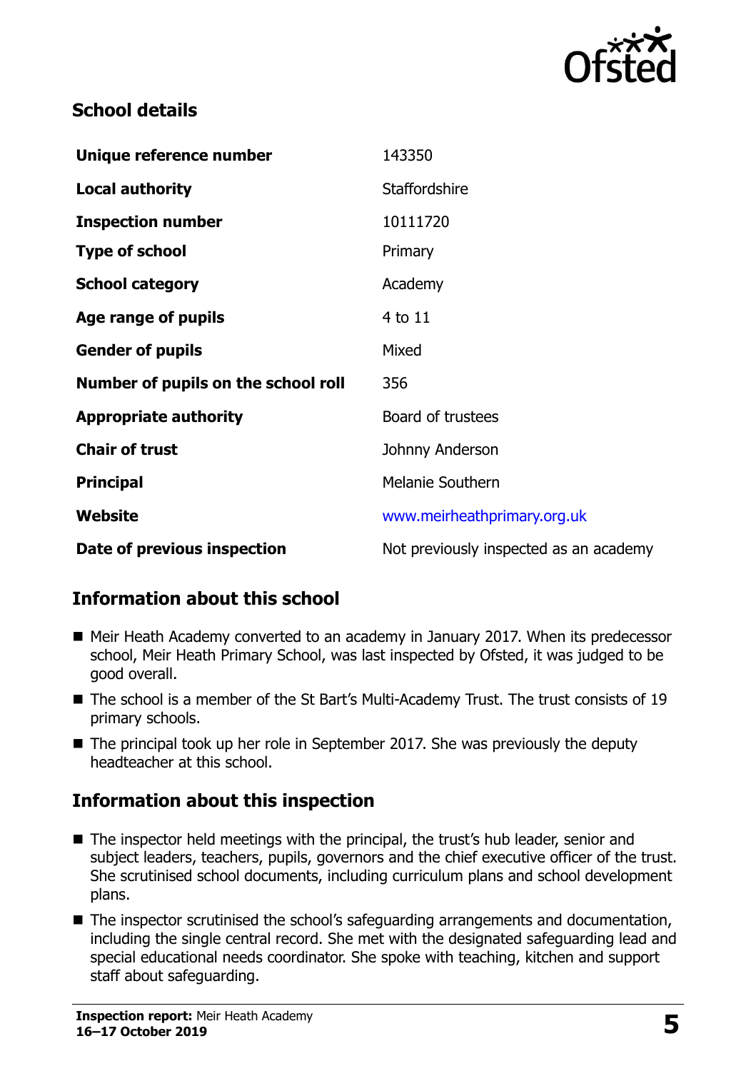## School details

| | |
|---|---|
| **Unique reference number** | 143350 |
| **Local authority** | Staffordshire |
| **Inspection number** | 10111720 |
| **Type of school** | Primary |
| **School category** | Academy |
| **Age range of pupils** | 4 to 11 |
| **Gender of pupils** | Mixed |
| **Number of pupils on the school roll** | 356 |
| **Appropriate authority** | Board of trustees |
| **Chair of trust** | Johnny Anderson |
| **Principal** | Melanie Southern |
| **Website** | www.meirheathprimary.org.uk |
| **Date of previous inspection** | Not previously inspected as an academy |

## Information about this school

- Meir Heath Academy converted to an academy in January 2017. When its predecessor school, Meir Heath Primary School, was last inspected by Ofsted, it was judged to be good overall.
- The school is a member of the St Bart's Multi-Academy Trust. The trust consists of 19 primary schools.
- The principal took up her role in September 2017. She was previously the deputy headteacher at this school.

## Information about this inspection

- The inspector held meetings with the principal, the trust's hub leader, senior and subject leaders, teachers, pupils, governors and the chief executive officer of the trust. She scrutinised school documents, including curriculum plans and school development plans.
- The inspector scrutinised the school's safeguarding arrangements and documentation, including the single central record. She met with the designated safeguarding lead and special educational needs coordinator. She spoke with teaching, kitchen and support staff about safeguarding.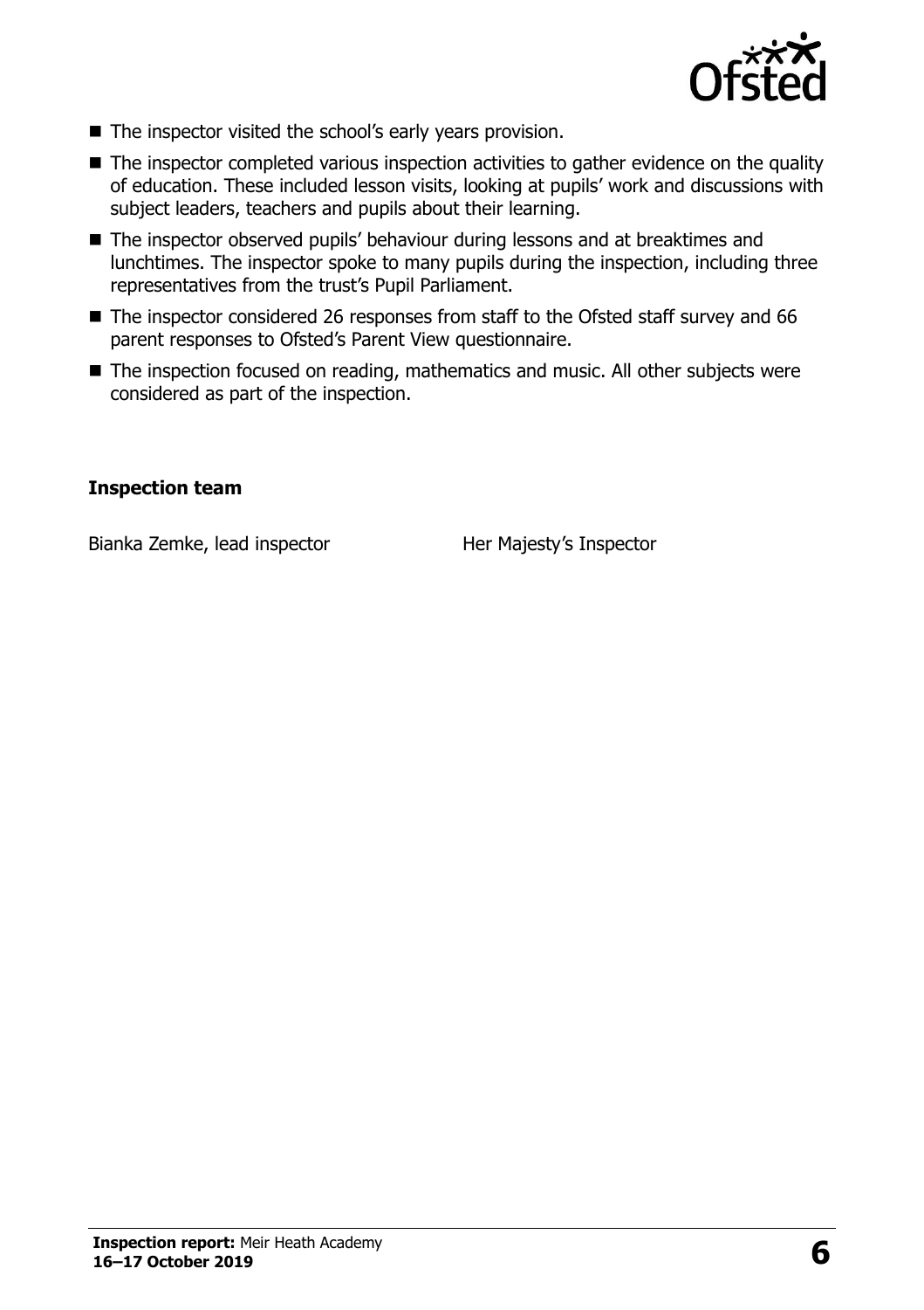- The inspector visited the school's early years provision.
- The inspector completed various inspection activities to gather evidence on the quality of education. These included lesson visits, looking at pupils' work and discussions with subject leaders, teachers and pupils about their learning.
- The inspector observed pupils' behaviour during lessons and at breaktimes and lunchtimes. The inspector spoke to many pupils during the inspection, including three representatives from the trust's Pupil Parliament.
- The inspector considered 26 responses from staff to the Ofsted staff survey and 66 parent responses to Ofsted's Parent View questionnaire.
- The inspection focused on reading, mathematics and music. All other subjects were considered as part of the inspection.

**Inspection team**

| | |
|---|---|
| Bianka Zemke, lead inspector | Her Majesty's Inspector |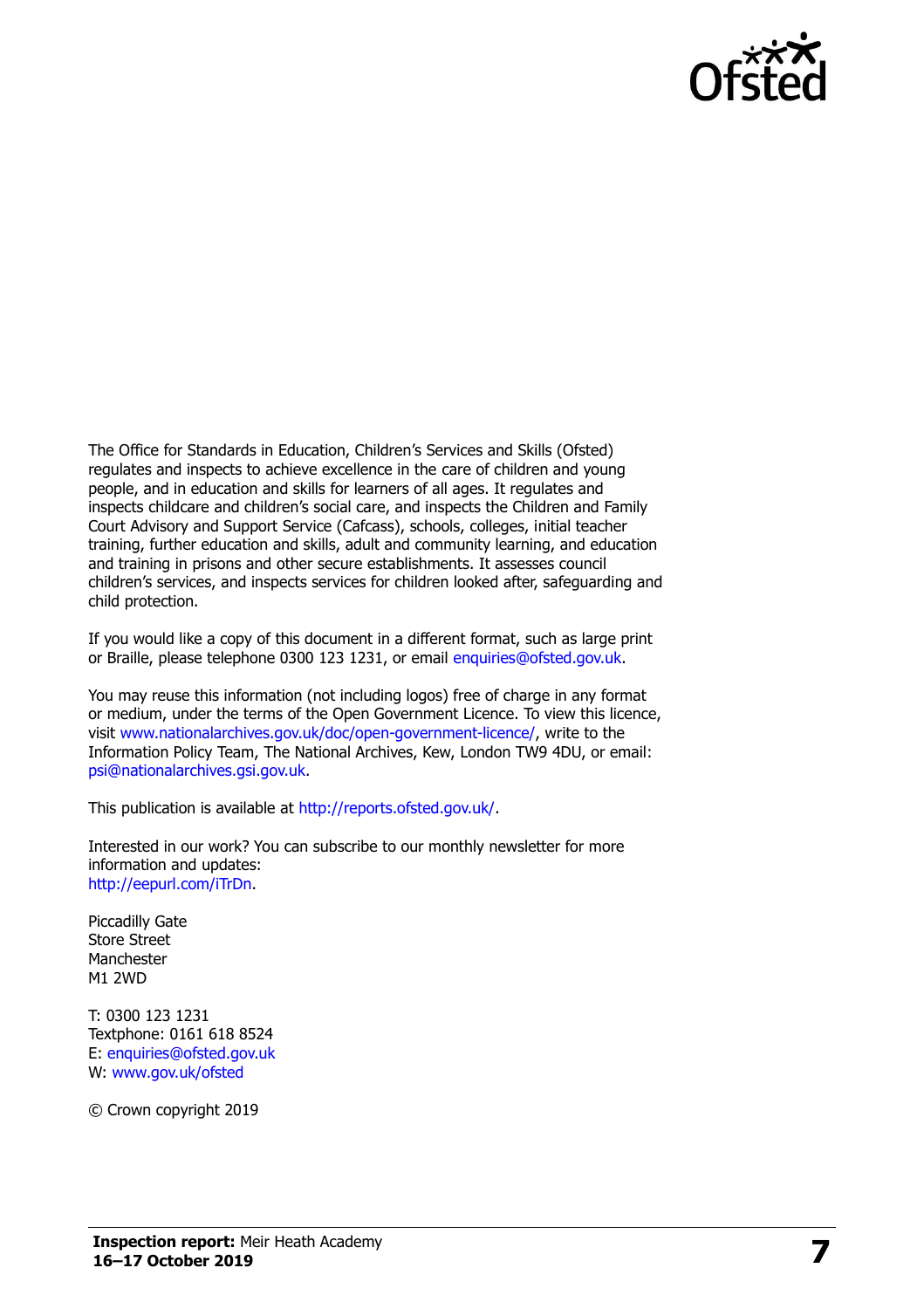The Office for Standards in Education, Children's Services and Skills (Ofsted) regulates and inspects to achieve excellence in the care of children and young people, and in education and skills for learners of all ages. It regulates and inspects childcare and children's social care, and inspects the Children and Family Court Advisory and Support Service (Cafcass), schools, colleges, initial teacher training, further education and skills, adult and community learning, and education and training in prisons and other secure establishments. It assesses council children's services, and inspects services for children looked after, safeguarding and child protection.

If you would like a copy of this document in a different format, such as large print or Braille, please telephone 0300 123 1231, or email enquiries@ofsted.gov.uk.

You may reuse this information (not including logos) free of charge in any format or medium, under the terms of the Open Government Licence. To view this licence, visit www.nationalarchives.gov.uk/doc/open-government-licence/, write to the Information Policy Team, The National Archives, Kew, London TW9 4DU, or email: psi@nationalarchives.gsi.gov.uk.

This publication is available at http://reports.ofsted.gov.uk/.

Interested in our work? You can subscribe to our monthly newsletter for more information and updates:
http://eepurl.com/iTrDn.

Piccadilly Gate
Store Street
Manchester
M1 2WD

T: 0300 123 1231
Textphone: 0161 618 8524
E: enquiries@ofsted.gov.uk
W: www.gov.uk/ofsted

© Crown copyright 2019